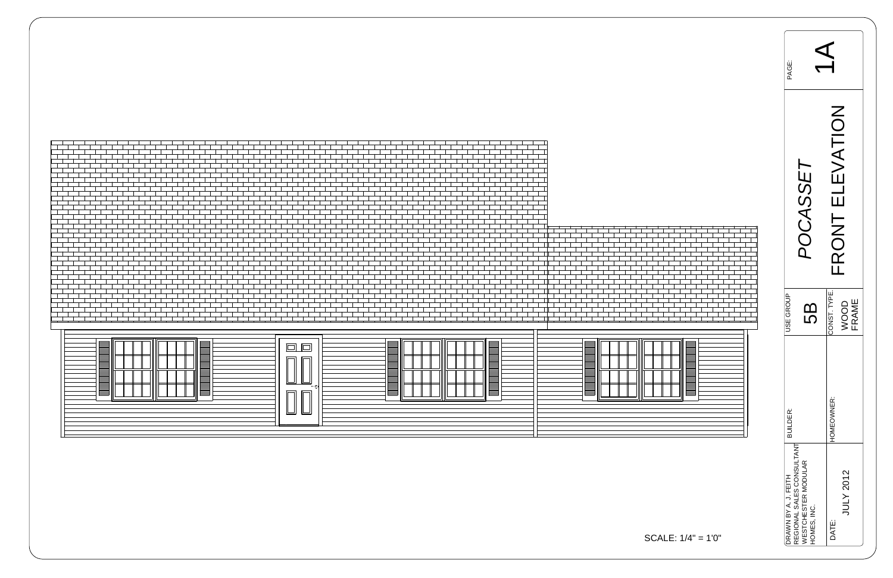SCALE: 1/4" = 1'0"

| | |
|---|---|
| PAGE: | 1A |
| *POCASSET* | FRONT ELEVATION |
| USE GROUP | 5B |
| CONST. TYPE: | WOOD FRAME |
| BUILDER: | |
| HOMEOWNER: | |
| DRAWN BY A. J. FEITH REGIONAL SALES CONSULTANT WESTCHESTER MODULAR HOMES, INC. | |
| DATE: | JULY 2012 |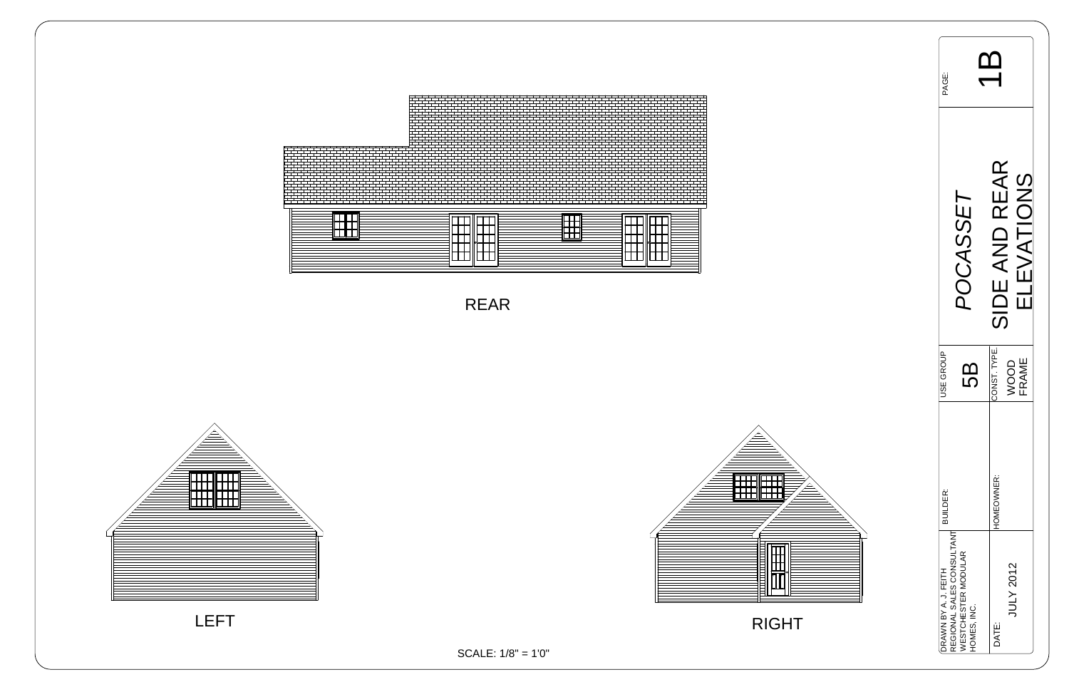REAR

LEFT

RIGHT

SCALE: 1/8" = 1'0"

PAGE: 1B

*POCASSET*

SIDE AND REAR ELEVATIONS

| USE GROUP | CONST. TYPE. |
|---|---|
| 5B | WOOD FRAME |

BUILDER:

HOMEOWNER:

DRAWN BY A. J. FEITH
REGIONAL SALES CONSULTANT
WESTCHESTER MODULAR HOMES, INC.

DATE: JULY 2012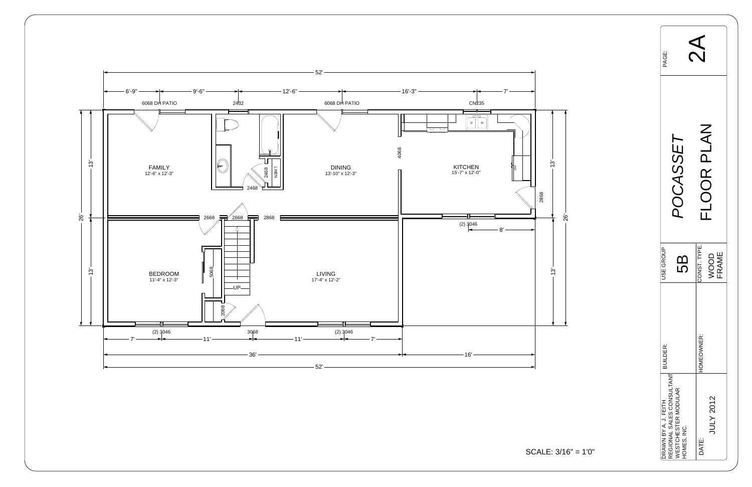52'

6'-9" | 9'-6" | 12'-6" | 16'-3" | 7'

6068 DH PATIO | 2432 | 6068 DH PATIO | CN235

FAMILY
12'-6" x 12'-3"

2468 | LINEN | 2468

DINING
13'-10" x 12'-3"

4068

KITCHEN
15'-7" x 12'-0"

REF

2868

2668 | 2668 | 2868

(2) 3046

8'

BEDROOM
11'-4" x 12'-3"

5068

UP

2068

LIVING
17'-4" x 12'-2"

13' | 13' | 26'

(2) 3046 | 3068 | (2) 3046

7' | 11' | 11' | 7'

36' | 16'

52'

SCALE: 3/16" = 1'0"

| | |
|---|---|
| PAGE: | 2A |
| *POCASSET* | FLOOR PLAN |
| USE GROUP: 5B | CONST. TYPE: WOOD FRAME |
| BUILDER: | HOMEOWNER: |
| DRAWN BY A. J. FEITH REGIONAL SALES CONSULTANT WESTCHESTER MODULAR HOMES, INC. | DATE: JULY 2012 |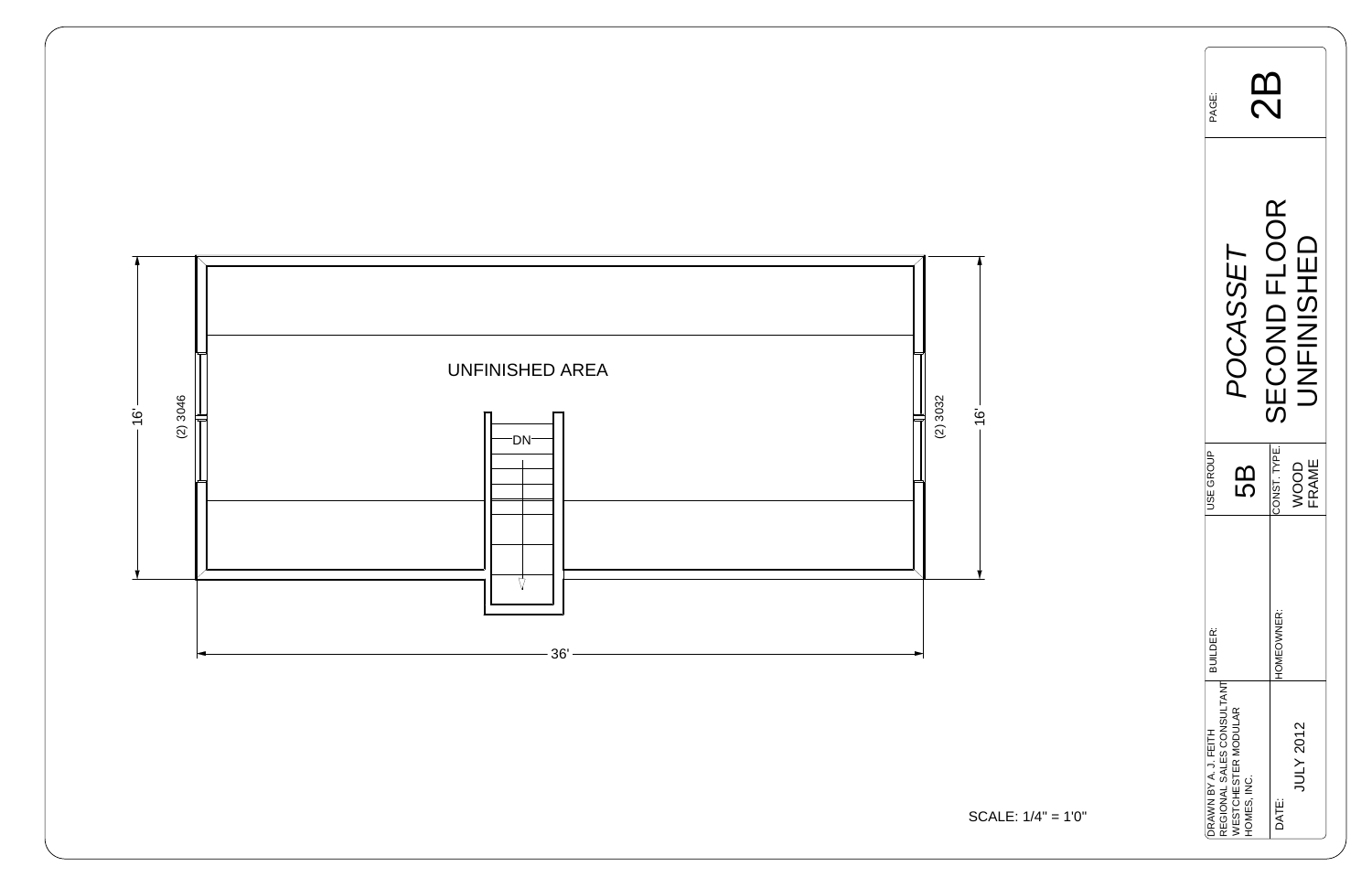UNFINISHED AREA

DN

16'

(2) 3046

(2) 3032

16'

36'

SCALE: 1/4" = 1'0"

PAGE: 2B

*POCASSET*

SECOND FLOOR UNFINISHED

USE GROUP: 5B

CONST. TYPE: WOOD FRAME

BUILDER:

HOMEOWNER:

DRAWN BY A. J. FEITH
REGIONAL SALES CONSULTANT
WESTCHESTER MODULAR HOMES, INC.

DATE: JULY 2012